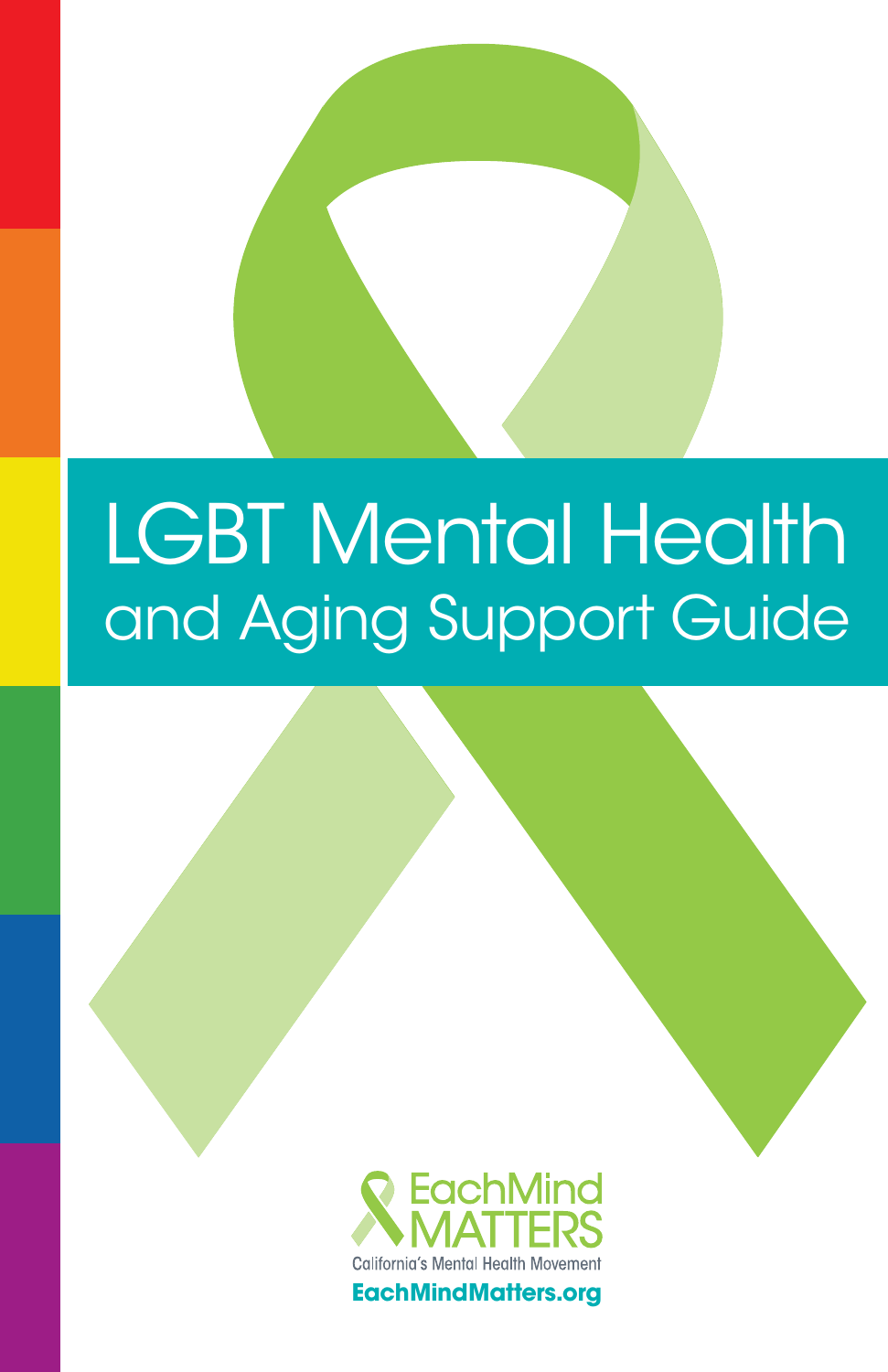# LGBT Mental Health and Aging Support Guide

EachMind MATTERS

California's Mental Health Movement

EachMindMatters.org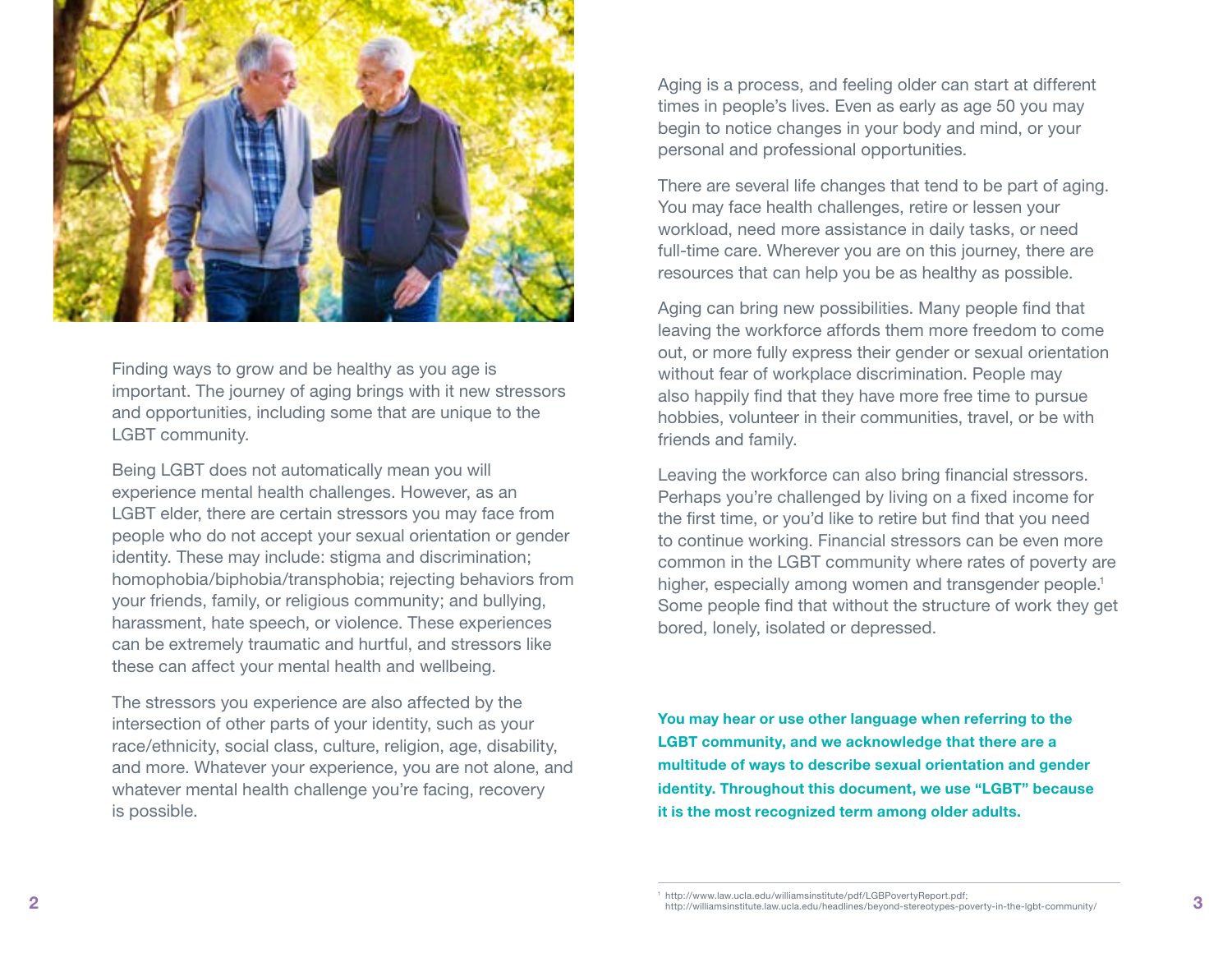Finding ways to grow and be healthy as you age is important. The journey of aging brings with it new stressors and opportunities, including some that are unique to the LGBT community.

Being LGBT does not automatically mean you will experience mental health challenges. However, as an LGBT elder, there are certain stressors you may face from people who do not accept your sexual orientation or gender identity. These may include: stigma and discrimination; homophobia/biphobia/transphobia; rejecting behaviors from your friends, family, or religious community; and bullying, harassment, hate speech, or violence. These experiences can be extremely traumatic and hurtful, and stressors like these can affect your mental health and wellbeing.

The stressors you experience are also affected by the intersection of other parts of your identity, such as your race/ethnicity, social class, culture, religion, age, disability, and more. Whatever your experience, you are not alone, and whatever mental health challenge you're facing, recovery is possible.

Aging is a process, and feeling older can start at different times in people's lives. Even as early as age 50 you may begin to notice changes in your body and mind, or your personal and professional opportunities.

There are several life changes that tend to be part of aging. You may face health challenges, retire or lessen your workload, need more assistance in daily tasks, or need full-time care. Wherever you are on this journey, there are resources that can help you be as healthy as possible.

Aging can bring new possibilities. Many people find that leaving the workforce affords them more freedom to come out, or more fully express their gender or sexual orientation without fear of workplace discrimination. People may also happily find that they have more free time to pursue hobbies, volunteer in their communities, travel, or be with friends and family.

Leaving the workforce can also bring financial stressors. Perhaps you're challenged by living on a fixed income for the first time, or you'd like to retire but find that you need to continue working. Financial stressors can be even more common in the LGBT community where rates of poverty are higher, especially among women and transgender people.[1] Some people find that without the structure of work they get bored, lonely, isolated or depressed.

**You may hear or use other language when referring to the LGBT community, and we acknowledge that there are a multitude of ways to describe sexual orientation and gender identity. Throughout this document, we use "LGBT" because it is the most recognized term among older adults.**

[1] http://www.law.ucla.edu/williamsinstitute/pdf/LGBPovertyReport.pdf; http://williamsinstitute.law.ucla.edu/headlines/beyond-stereotypes-poverty-in-the-lgbt-community/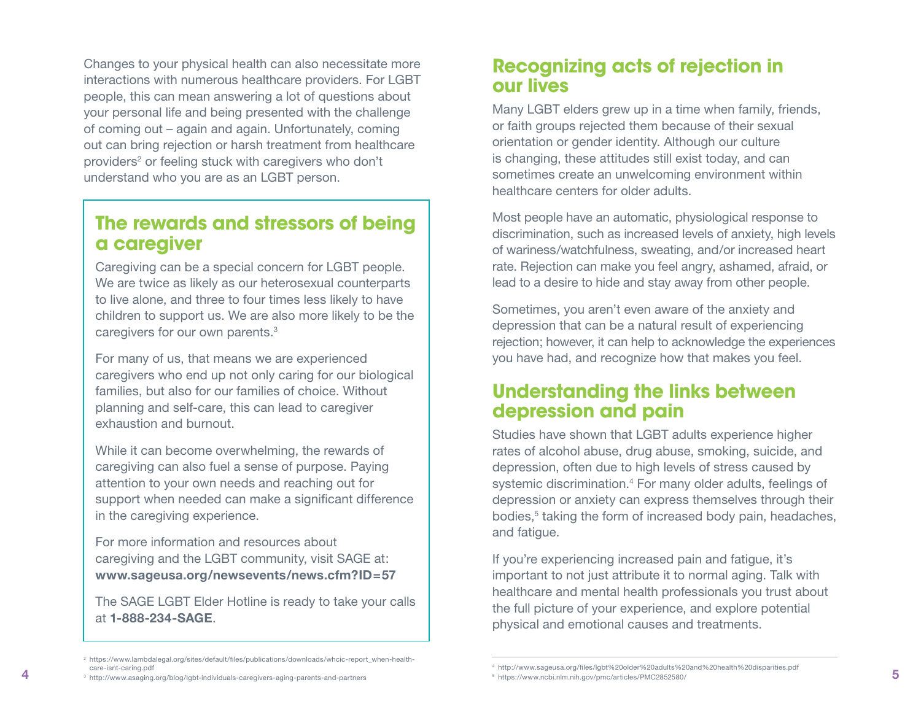Changes to your physical health can also necessitate more interactions with numerous healthcare providers. For LGBT people, this can mean answering a lot of questions about your personal life and being presented with the challenge of coming out – again and again. Unfortunately, coming out can bring rejection or harsh treatment from healthcare providers[2] or feeling stuck with caregivers who don't understand who you are as an LGBT person.

## The rewards and stressors of being a caregiver

Caregiving can be a special concern for LGBT people. We are twice as likely as our heterosexual counterparts to live alone, and three to four times less likely to have children to support us. We are also more likely to be the caregivers for our own parents.[3]

For many of us, that means we are experienced caregivers who end up not only caring for our biological families, but also for our families of choice. Without planning and self-care, this can lead to caregiver exhaustion and burnout.

While it can become overwhelming, the rewards of caregiving can also fuel a sense of purpose. Paying attention to your own needs and reaching out for support when needed can make a significant difference in the caregiving experience.

For more information and resources about caregiving and the LGBT community, visit SAGE at: **www.sageusa.org/newsevents/news.cfm?ID=57**

The SAGE LGBT Elder Hotline is ready to take your calls at **1-888-234-SAGE**.

## Recognizing acts of rejection in our lives

Many LGBT elders grew up in a time when family, friends, or faith groups rejected them because of their sexual orientation or gender identity. Although our culture is changing, these attitudes still exist today, and can sometimes create an unwelcoming environment within healthcare centers for older adults.

Most people have an automatic, physiological response to discrimination, such as increased levels of anxiety, high levels of wariness/watchfulness, sweating, and/or increased heart rate. Rejection can make you feel angry, ashamed, afraid, or lead to a desire to hide and stay away from other people.

Sometimes, you aren't even aware of the anxiety and depression that can be a natural result of experiencing rejection; however, it can help to acknowledge the experiences you have had, and recognize how that makes you feel.

## Understanding the links between depression and pain

Studies have shown that LGBT adults experience higher rates of alcohol abuse, drug abuse, smoking, suicide, and depression, often due to high levels of stress caused by systemic discrimination.[4] For many older adults, feelings of depression or anxiety can express themselves through their bodies,[5] taking the form of increased body pain, headaches, and fatigue.

If you're experiencing increased pain and fatigue, it's important to not just attribute it to normal aging. Talk with healthcare and mental health professionals you trust about the full picture of your experience, and explore potential physical and emotional causes and treatments.

---

[2] https://www.lambdalegal.org/sites/default/files/publications/downloads/whcic-report_when-health-care-isnt-caring.pdf

[3] http://www.asaging.org/blog/lgbt-individuals-caregivers-aging-parents-and-partners

[4] http://www.sageusa.org/files/lgbt%20older%20adults%20and%20health%20disparities.pdf

[5] https://www.ncbi.nlm.nih.gov/pmc/articles/PMC2852580/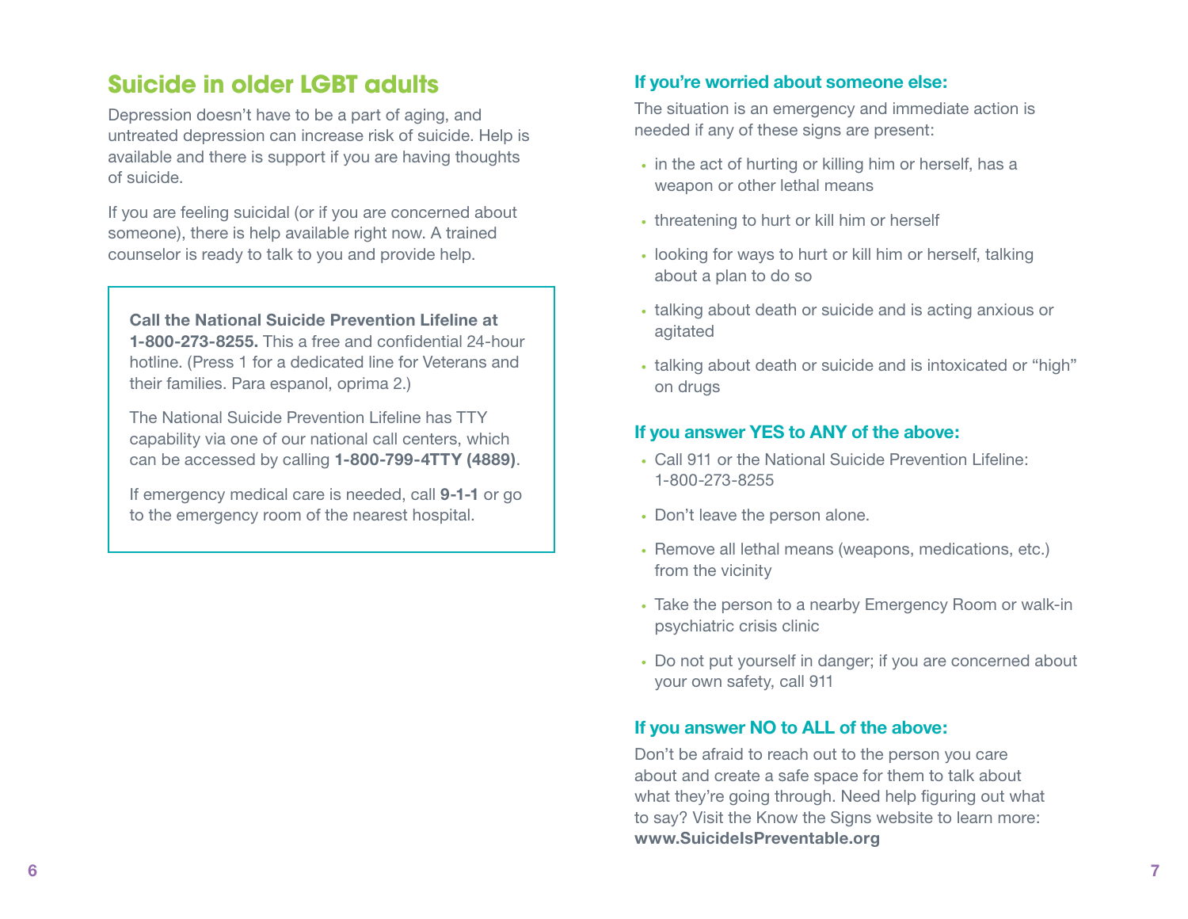## Suicide in older LGBT adults

Depression doesn't have to be a part of aging, and untreated depression can increase risk of suicide. Help is available and there is support if you are having thoughts of suicide.

If you are feeling suicidal (or if you are concerned about someone), there is help available right now. A trained counselor is ready to talk to you and provide help.

**Call the National Suicide Prevention Lifeline at 1-800-273-8255.** This a free and confidential 24-hour hotline. (Press 1 for a dedicated line for Veterans and their families. Para espanol, oprima 2.)

The National Suicide Prevention Lifeline has TTY capability via one of our national call centers, which can be accessed by calling **1-800-799-4TTY (4889)**.

If emergency medical care is needed, call **9-1-1** or go to the emergency room of the nearest hospital.

### If you're worried about someone else:

The situation is an emergency and immediate action is needed if any of these signs are present:

- in the act of hurting or killing him or herself, has a weapon or other lethal means
- threatening to hurt or kill him or herself
- looking for ways to hurt or kill him or herself, talking about a plan to do so
- talking about death or suicide and is acting anxious or agitated
- talking about death or suicide and is intoxicated or "high" on drugs

### If you answer YES to ANY of the above:

- Call 911 or the National Suicide Prevention Lifeline: 1-800-273-8255
- Don't leave the person alone.
- Remove all lethal means (weapons, medications, etc.) from the vicinity
- Take the person to a nearby Emergency Room or walk-in psychiatric crisis clinic
- Do not put yourself in danger; if you are concerned about your own safety, call 911

### If you answer NO to ALL of the above:

Don't be afraid to reach out to the person you care about and create a safe space for them to talk about what they're going through. Need help figuring out what to say? Visit the Know the Signs website to learn more: **www.SuicideIsPreventable.org**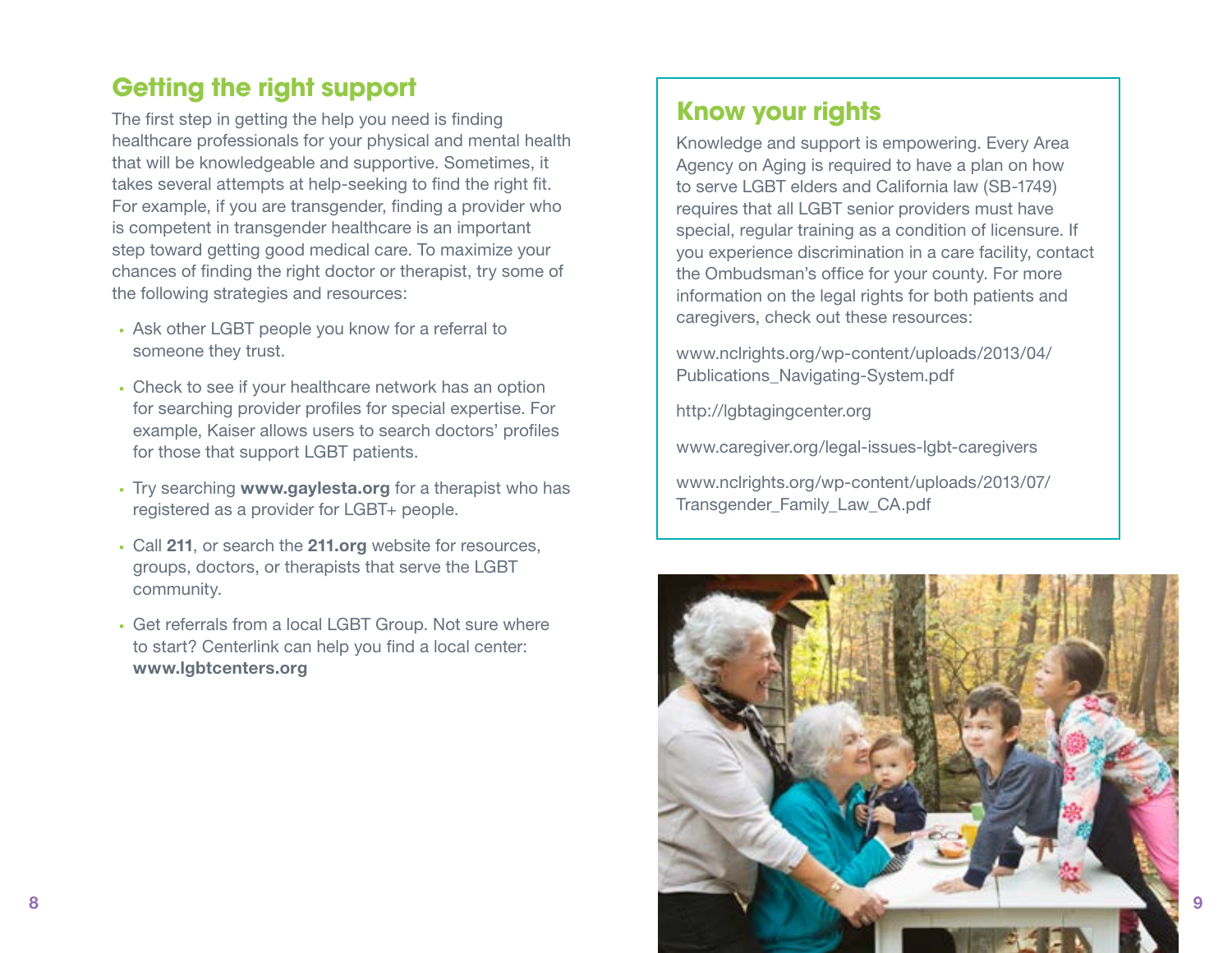## Getting the right support

The first step in getting the help you need is finding healthcare professionals for your physical and mental health that will be knowledgeable and supportive. Sometimes, it takes several attempts at help-seeking to find the right fit. For example, if you are transgender, finding a provider who is competent in transgender healthcare is an important step toward getting good medical care. To maximize your chances of finding the right doctor or therapist, try some of the following strategies and resources:

- Ask other LGBT people you know for a referral to someone they trust.
- Check to see if your healthcare network has an option for searching provider profiles for special expertise. For example, Kaiser allows users to search doctors' profiles for those that support LGBT patients.
- Try searching **www.gaylesta.org** for a therapist who has registered as a provider for LGBT+ people.
- Call **211**, or search the **211.org** website for resources, groups, doctors, or therapists that serve the LGBT community.
- Get referrals from a local LGBT Group. Not sure where to start? Centerlink can help you find a local center: **www.lgbtcenters.org**

## Know your rights

Knowledge and support is empowering. Every Area Agency on Aging is required to have a plan on how to serve LGBT elders and California law (SB-1749) requires that all LGBT senior providers must have special, regular training as a condition of licensure. If you experience discrimination in a care facility, contact the Ombudsman's office for your county. For more information on the legal rights for both patients and caregivers, check out these resources:

www.nclrights.org/wp-content/uploads/2013/04/Publications_Navigating-System.pdf

http://lgbtagingcenter.org

www.caregiver.org/legal-issues-lgbt-caregivers

www.nclrights.org/wp-content/uploads/2013/07/Transgender_Family_Law_CA.pdf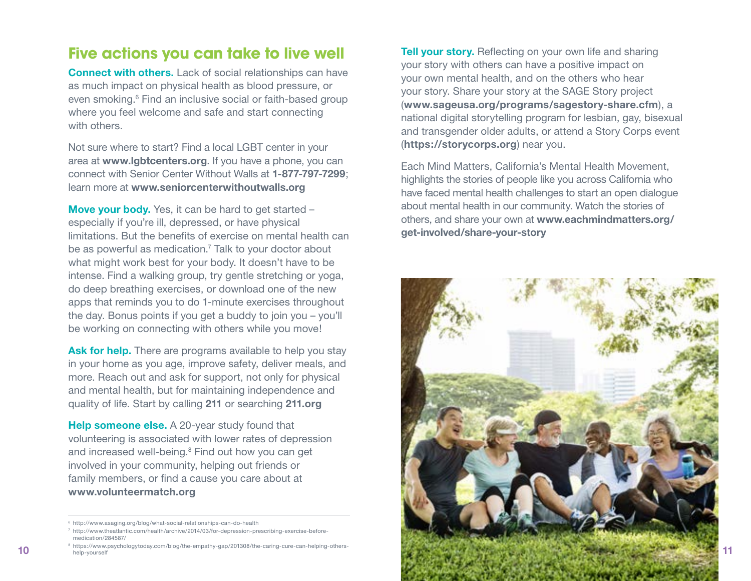## Five actions you can take to live well

**Connect with others.** Lack of social relationships can have as much impact on physical health as blood pressure, or even smoking.[6] Find an inclusive social or faith-based group where you feel welcome and safe and start connecting with others.

Not sure where to start? Find a local LGBT center in your area at **www.lgbtcenters.org**. If you have a phone, you can connect with Senior Center Without Walls at **1-877-797-7299**; learn more at **www.seniorcenterwithoutwalls.org**

**Move your body.** Yes, it can be hard to get started – especially if you're ill, depressed, or have physical limitations. But the benefits of exercise on mental health can be as powerful as medication.[7] Talk to your doctor about what might work best for your body. It doesn't have to be intense. Find a walking group, try gentle stretching or yoga, do deep breathing exercises, or download one of the new apps that reminds you to do 1-minute exercises throughout the day. Bonus points if you get a buddy to join you – you'll be working on connecting with others while you move!

**Ask for help.** There are programs available to help you stay in your home as you age, improve safety, deliver meals, and more. Reach out and ask for support, not only for physical and mental health, but for maintaining independence and quality of life. Start by calling **211** or searching **211.org**

**Help someone else.** A 20-year study found that volunteering is associated with lower rates of depression and increased well-being.[8] Find out how you can get involved in your community, helping out friends or family members, or find a cause you care about at **www.volunteermatch.org**

**Tell your story.** Reflecting on your own life and sharing your story with others can have a positive impact on your own mental health, and on the others who hear your story. Share your story at the SAGE Story project (**www.sageusa.org/programs/sagestory-share.cfm**), a national digital storytelling program for lesbian, gay, bisexual and transgender older adults, or attend a Story Corps event (**https://storycorps.org**) near you.

Each Mind Matters, California's Mental Health Movement, highlights the stories of people like you across California who have faced mental health challenges to start an open dialogue about mental health in our community. Watch the stories of others, and share your own at **www.eachmindmatters.org/get-involved/share-your-story**

---

[6] http://www.asaging.org/blog/what-social-relationships-can-do-health

[7] http://www.theatlantic.com/health/archive/2014/03/for-depression-prescribing-exercise-before-medication/284587/

[8] https://www.psychologytoday.com/blog/the-empathy-gap/201308/the-caring-cure-can-helping-others-help-yourself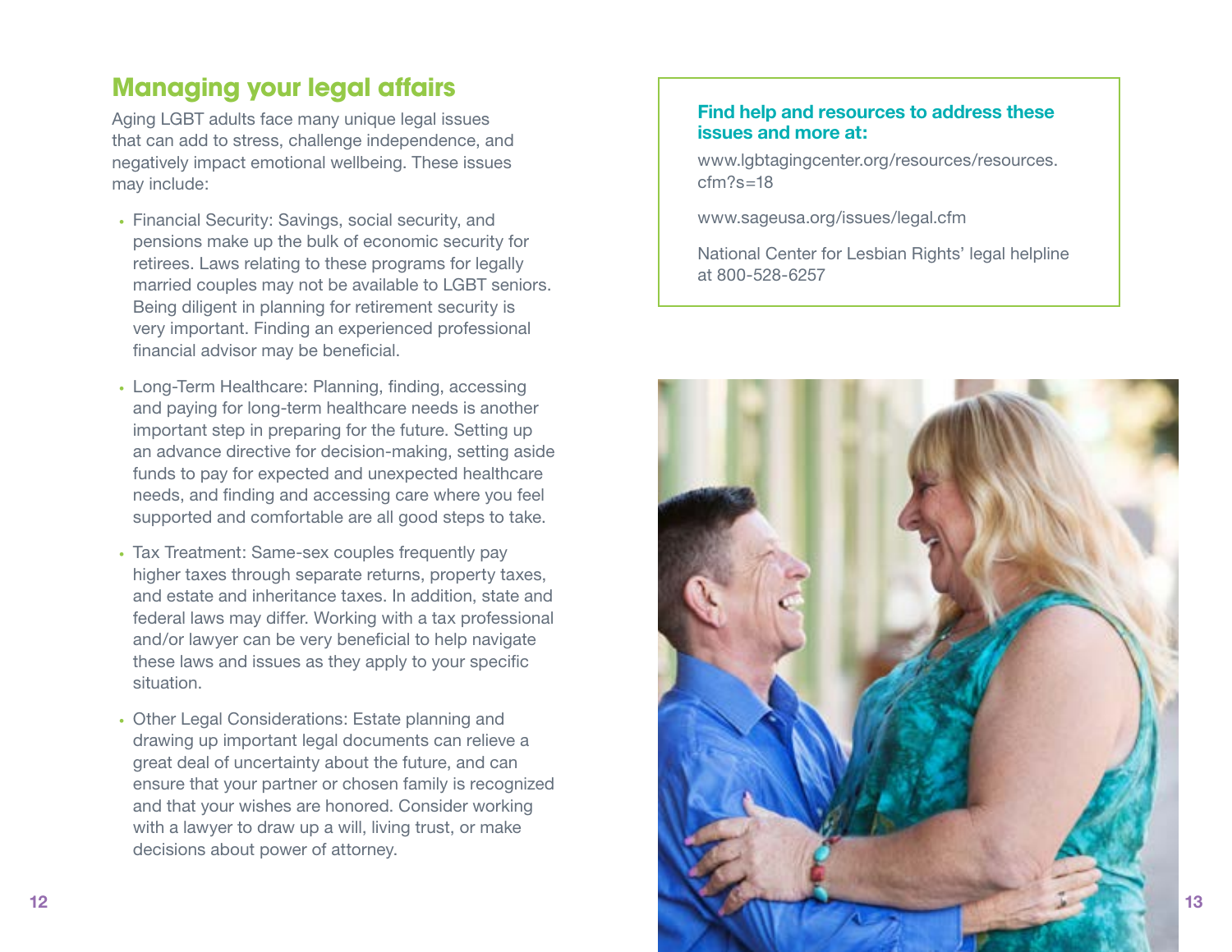## Managing your legal affairs

Aging LGBT adults face many unique legal issues that can add to stress, challenge independence, and negatively impact emotional wellbeing. These issues may include:

- Financial Security: Savings, social security, and pensions make up the bulk of economic security for retirees. Laws relating to these programs for legally married couples may not be available to LGBT seniors. Being diligent in planning for retirement security is very important. Finding an experienced professional financial advisor may be beneficial.
- Long-Term Healthcare: Planning, finding, accessing and paying for long-term healthcare needs is another important step in preparing for the future. Setting up an advance directive for decision-making, setting aside funds to pay for expected and unexpected healthcare needs, and finding and accessing care where you feel supported and comfortable are all good steps to take.
- Tax Treatment: Same-sex couples frequently pay higher taxes through separate returns, property taxes, and estate and inheritance taxes. In addition, state and federal laws may differ. Working with a tax professional and/or lawyer can be very beneficial to help navigate these laws and issues as they apply to your specific situation.
- Other Legal Considerations: Estate planning and drawing up important legal documents can relieve a great deal of uncertainty about the future, and can ensure that your partner or chosen family is recognized and that your wishes are honored. Consider working with a lawyer to draw up a will, living trust, or make decisions about power of attorney.

**Find help and resources to address these issues and more at:**

www.lgbtagingcenter.org/resources/resources.cfm?s=18

www.sageusa.org/issues/legal.cfm

National Center for Lesbian Rights' legal helpline at 800-528-6257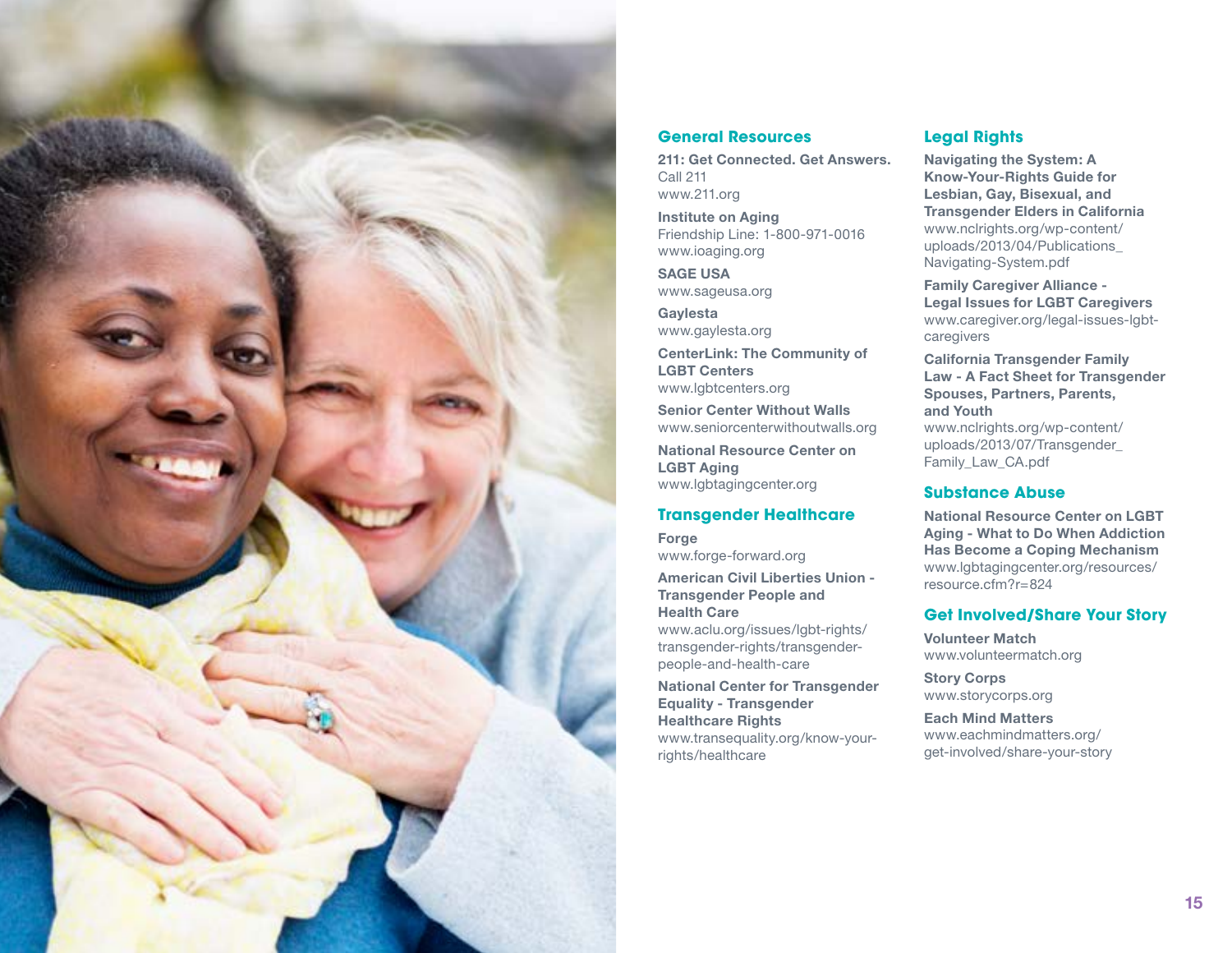## General Resources

**211: Get Connected. Get Answers.**
Call 211
www.211.org

**Institute on Aging**
Friendship Line: 1-800-971-0016
www.ioaging.org

**SAGE USA**
www.sageusa.org

**Gaylesta**
www.gaylesta.org

**CenterLink: The Community of LGBT Centers**
www.lgbtcenters.org

**Senior Center Without Walls**
www.seniorcenterwithoutwalls.org

**National Resource Center on LGBT Aging**
www.lgbtagingcenter.org

## Transgender Healthcare

**Forge**
www.forge-forward.org

**American Civil Liberties Union - Transgender People and Health Care**
www.aclu.org/issues/lgbt-rights/transgender-rights/transgender-people-and-health-care

**National Center for Transgender Equality - Transgender Healthcare Rights**
www.transequality.org/know-your-rights/healthcare

## Legal Rights

**Navigating the System: A Know-Your-Rights Guide for Lesbian, Gay, Bisexual, and Transgender Elders in California**
www.nclrights.org/wp-content/uploads/2013/04/Publications_Navigating-System.pdf

**Family Caregiver Alliance - Legal Issues for LGBT Caregivers**
www.caregiver.org/legal-issues-lgbt-caregivers

**California Transgender Family Law - A Fact Sheet for Transgender Spouses, Partners, Parents, and Youth**
www.nclrights.org/wp-content/uploads/2013/07/Transgender_Family_Law_CA.pdf

## Substance Abuse

**National Resource Center on LGBT Aging - What to Do When Addiction Has Become a Coping Mechanism**
www.lgbtagingcenter.org/resources/resource.cfm?r=824

## Get Involved/Share Your Story

**Volunteer Match**
www.volunteermatch.org

**Story Corps**
www.storycorps.org

**Each Mind Matters**
www.eachmindmatters.org/get-involved/share-your-story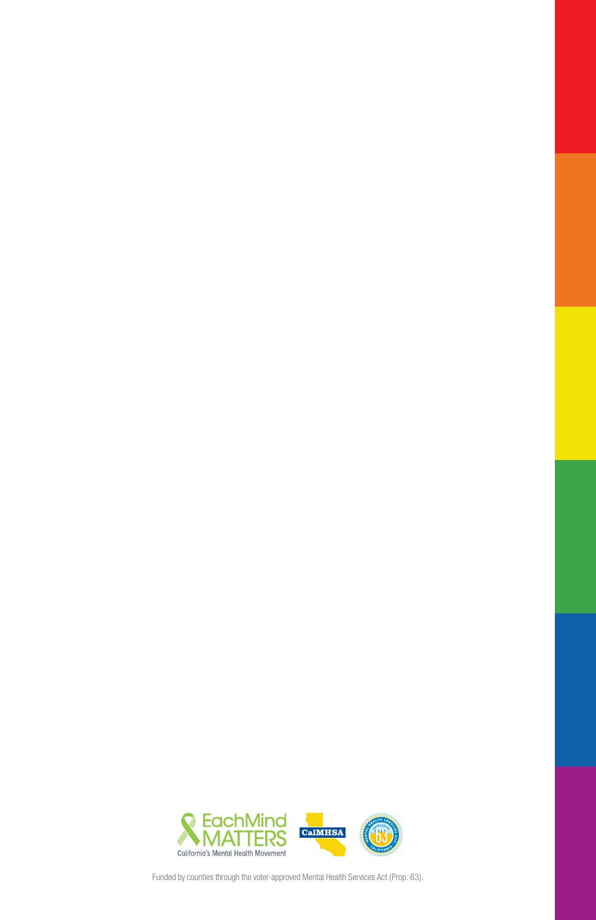EachMind MATTERS
California's Mental Health Movement

CalMHSA

Funded by counties through the voter-approved Mental Health Services Act (Prop. 63).